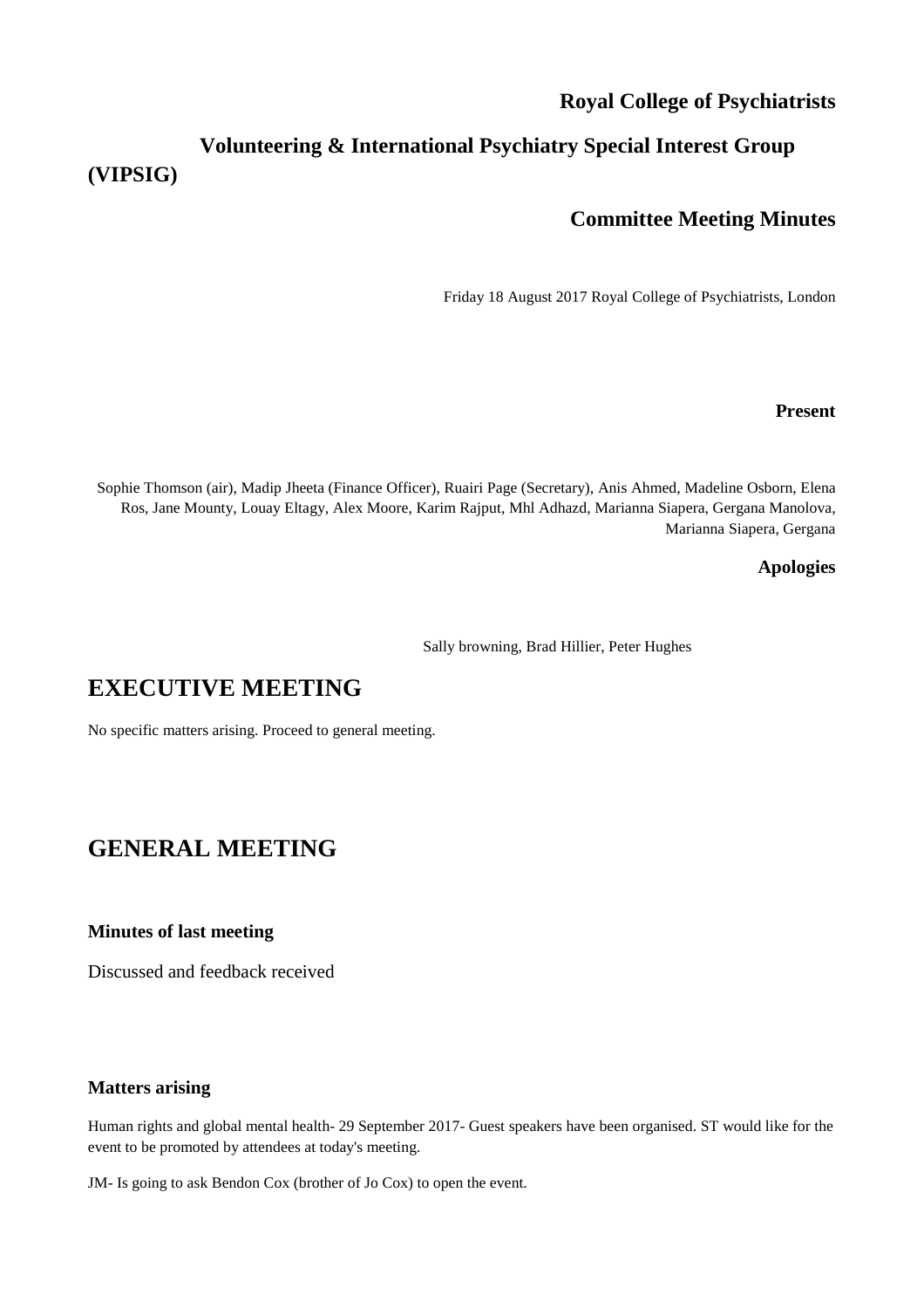**Royal College of Psychiatrists**

**Volunteering & International Psychiatry Special Interest Group (VIPSIG)**

**Committee Meeting Minutes**

Friday 18 August 2017 Royal College of Psychiatrists, London

**Present**

Sophie Thomson (air), Madip Jheeta (Finance Officer), Ruairi Page (Secretary), Anis Ahmed, Madeline Osborn, Elena Ros, Jane Mounty, Louay Eltagy, Alex Moore, Karim Rajput, Mhl Adhazd, Marianna Siapera, Gergana Manolova, Marianna Siapera, Gergana

**Apologies**

Sally browning, Brad Hillier, Peter Hughes

# EXECUTIVE MEETING

No specific matters arising. Proceed to general meeting.

# GENERAL MEETING

### Minutes of last meeting

Discussed and feedback received

### Matters arising

Human rights and global mental health- 29 September 2017- Guest speakers have been organised. ST would like for the event to be promoted by attendees at today's meeting.

JM- Is going to ask Bendon Cox (brother of Jo Cox) to open the event.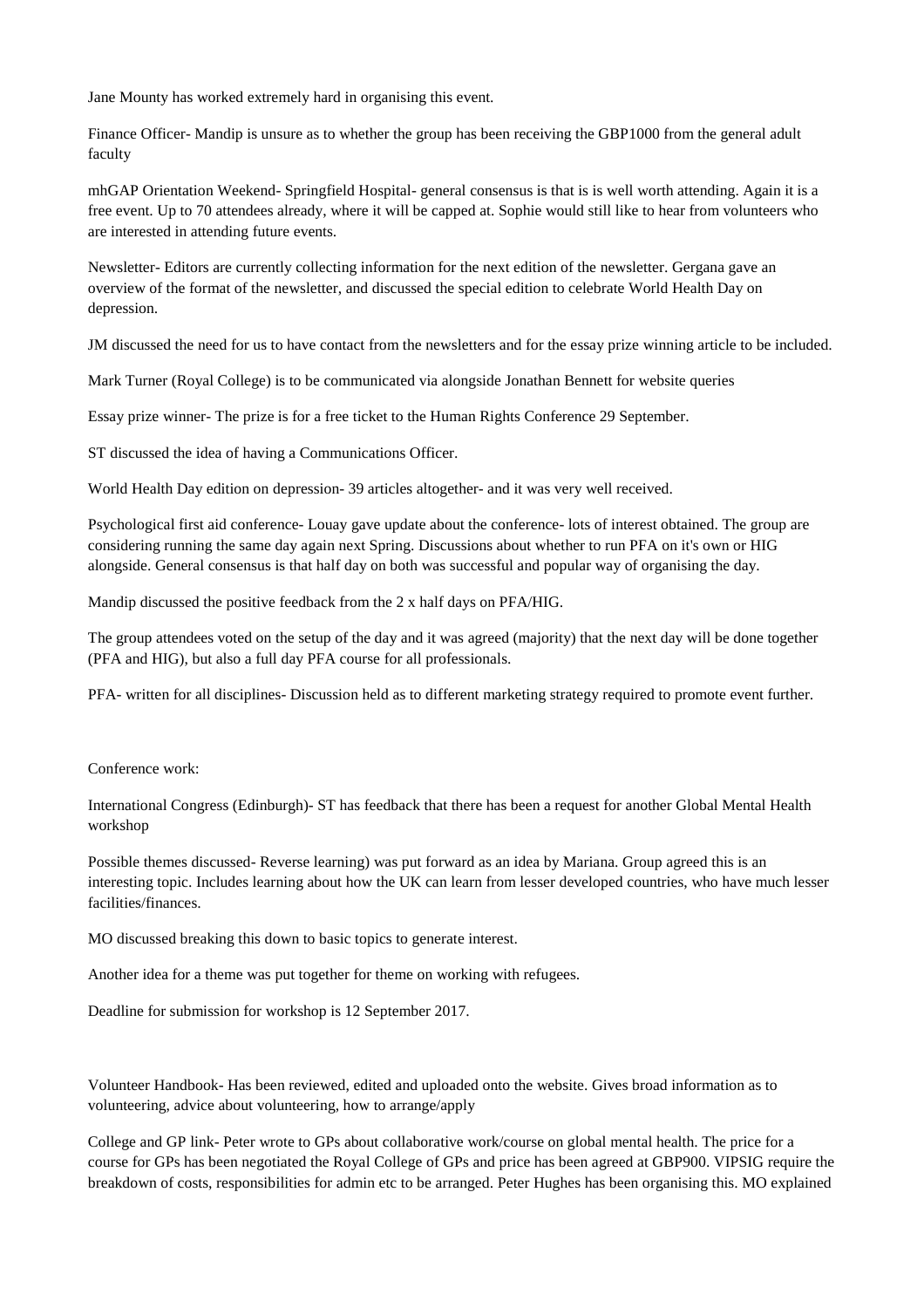Jane Mounty has worked extremely hard in organising this event.

Finance Officer- Mandip is unsure as to whether the group has been receiving the GBP1000 from the general adult faculty

mhGAP Orientation Weekend- Springfield Hospital- general consensus is that is is well worth attending. Again it is a free event. Up to 70 attendees already, where it will be capped at. Sophie would still like to hear from volunteers who are interested in attending future events.

Newsletter- Editors are currently collecting information for the next edition of the newsletter. Gergana gave an overview of the format of the newsletter, and discussed the special edition to celebrate World Health Day on depression.

JM discussed the need for us to have contact from the newsletters and for the essay prize winning article to be included.

Mark Turner (Royal College) is to be communicated via alongside Jonathan Bennett for website queries

Essay prize winner- The prize is for a free ticket to the Human Rights Conference 29 September.

ST discussed the idea of having a Communications Officer.

World Health Day edition on depression- 39 articles altogether- and it was very well received.

Psychological first aid conference- Louay gave update about the conference- lots of interest obtained. The group are considering running the same day again next Spring. Discussions about whether to run PFA on it's own or HIG alongside. General consensus is that half day on both was successful and popular way of organising the day.

Mandip discussed the positive feedback from the 2 x half days on PFA/HIG.

The group attendees voted on the setup of the day and it was agreed (majority) that the next day will be done together (PFA and HIG), but also a full day PFA course for all professionals.

PFA- written for all disciplines- Discussion held as to different marketing strategy required to promote event further.

Conference work:

International Congress (Edinburgh)- ST has feedback that there has been a request for another Global Mental Health workshop

Possible themes discussed- Reverse learning) was put forward as an idea by Mariana. Group agreed this is an interesting topic. Includes learning about how the UK can learn from lesser developed countries, who have much lesser facilities/finances.

MO discussed breaking this down to basic topics to generate interest.

Another idea for a theme was put together for theme on working with refugees.

Deadline for submission for workshop is 12 September 2017.

Volunteer Handbook- Has been reviewed, edited and uploaded onto the website. Gives broad information as to volunteering, advice about volunteering, how to arrange/apply

College and GP link- Peter wrote to GPs about collaborative work/course on global mental health. The price for a course for GPs has been negotiated the Royal College of GPs and price has been agreed at GBP900. VIPSIG require the breakdown of costs, responsibilities for admin etc to be arranged. Peter Hughes has been organising this. MO explained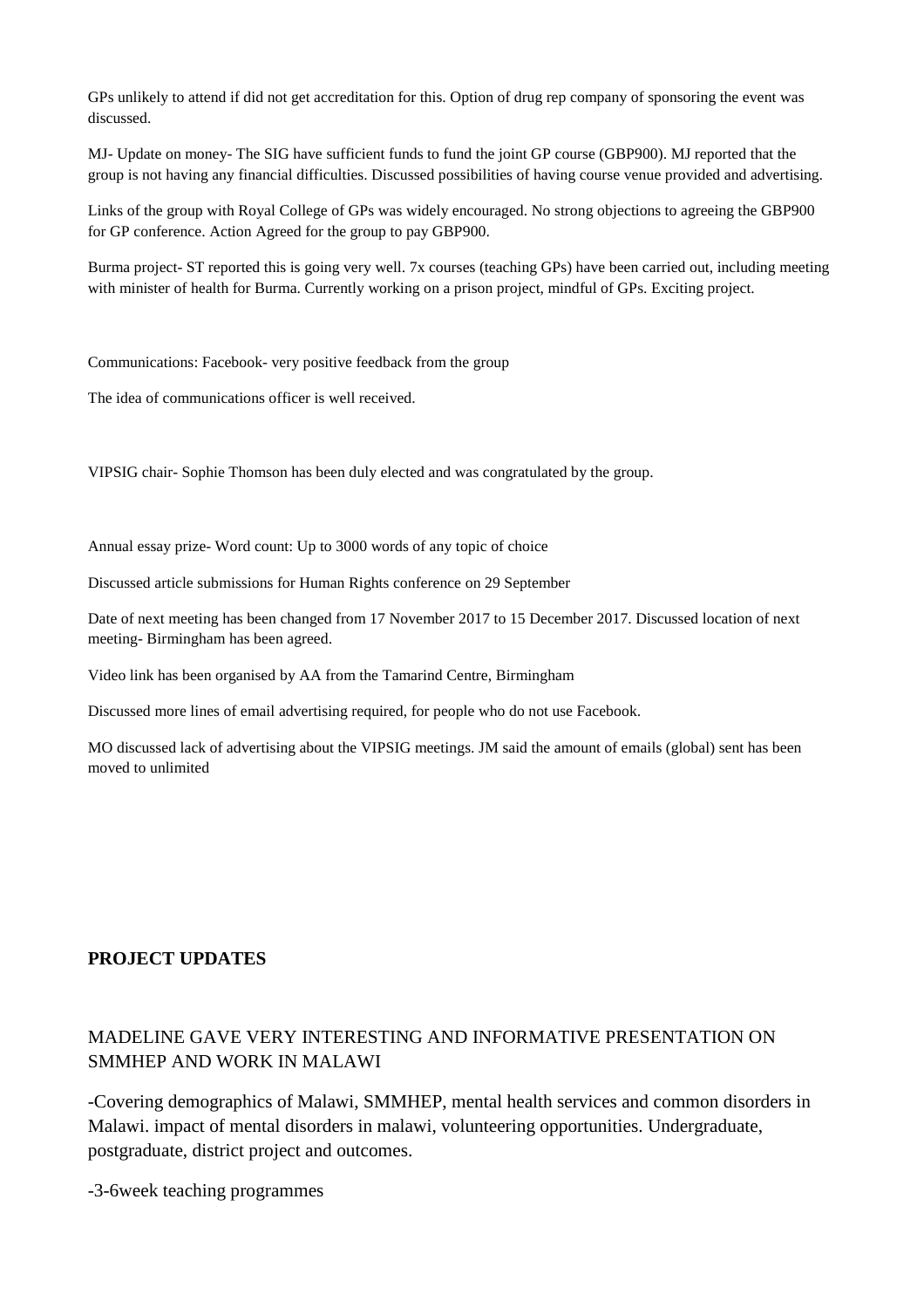GPs unlikely to attend if did not get accreditation for this. Option of drug rep company of sponsoring the event was discussed.

MJ- Update on money- The SIG have sufficient funds to fund the joint GP course (GBP900). MJ reported that the group is not having any financial difficulties. Discussed possibilities of having course venue provided and advertising.

Links of the group with Royal College of GPs was widely encouraged. No strong objections to agreeing the GBP900 for GP conference. Action Agreed for the group to pay GBP900.

Burma project- ST reported this is going very well. 7x courses (teaching GPs) have been carried out, including meeting with minister of health for Burma. Currently working on a prison project, mindful of GPs. Exciting project.

Communications: Facebook- very positive feedback from the group

The idea of communications officer is well received.

VIPSIG chair- Sophie Thomson has been duly elected and was congratulated by the group.

Annual essay prize- Word count: Up to 3000 words of any topic of choice

Discussed article submissions for Human Rights conference on 29 September

Date of next meeting has been changed from 17 November 2017 to 15 December 2017. Discussed location of next meeting- Birmingham has been agreed.

Video link has been organised by AA from the Tamarind Centre, Birmingham

Discussed more lines of email advertising required, for people who do not use Facebook.

MO discussed lack of advertising about the VIPSIG meetings. JM said the amount of emails (global) sent has been moved to unlimited

**PROJECT UPDATES**

MADELINE GAVE VERY INTERESTING AND INFORMATIVE PRESENTATION ON SMMHEP AND WORK IN MALAWI

-Covering demographics of Malawi, SMMHEP, mental health services and common disorders in Malawi. impact of mental disorders in malawi, volunteering opportunities. Undergraduate, postgraduate, district project and outcomes.

-3-6week teaching programmes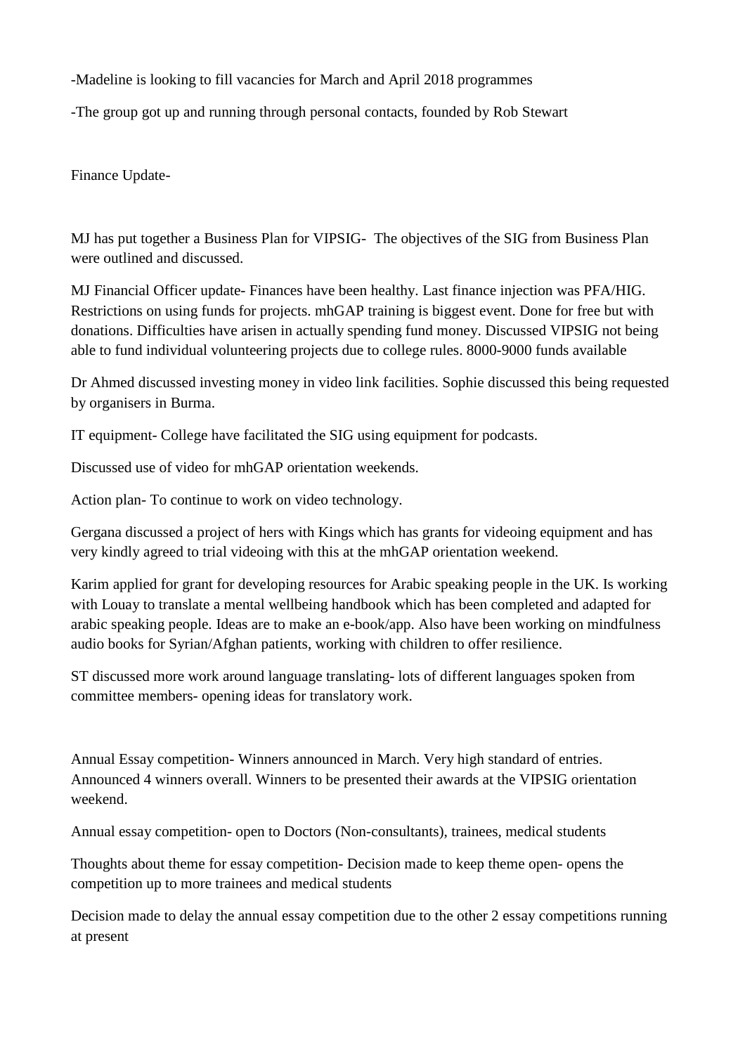-Madeline is looking to fill vacancies for March and April 2018 programmes

-The group got up and running through personal contacts, founded by Rob Stewart

Finance Update-

MJ has put together a Business Plan for VIPSIG- The objectives of the SIG from Business Plan were outlined and discussed.

MJ Financial Officer update- Finances have been healthy. Last finance injection was PFA/HIG. Restrictions on using funds for projects. mhGAP training is biggest event. Done for free but with donations. Difficulties have arisen in actually spending fund money. Discussed VIPSIG not being able to fund individual volunteering projects due to college rules. 8000-9000 funds available

Dr Ahmed discussed investing money in video link facilities. Sophie discussed this being requested by organisers in Burma.

IT equipment- College have facilitated the SIG using equipment for podcasts.

Discussed use of video for mhGAP orientation weekends.

Action plan- To continue to work on video technology.

Gergana discussed a project of hers with Kings which has grants for videoing equipment and has very kindly agreed to trial videoing with this at the mhGAP orientation weekend.

Karim applied for grant for developing resources for Arabic speaking people in the UK. Is working with Louay to translate a mental wellbeing handbook which has been completed and adapted for arabic speaking people. Ideas are to make an e-book/app. Also have been working on mindfulness audio books for Syrian/Afghan patients, working with children to offer resilience.

ST discussed more work around language translating- lots of different languages spoken from committee members- opening ideas for translatory work.

Annual Essay competition- Winners announced in March. Very high standard of entries. Announced 4 winners overall. Winners to be presented their awards at the VIPSIG orientation weekend.

Annual essay competition- open to Doctors (Non-consultants), trainees, medical students

Thoughts about theme for essay competition- Decision made to keep theme open- opens the competition up to more trainees and medical students

Decision made to delay the annual essay competition due to the other 2 essay competitions running at present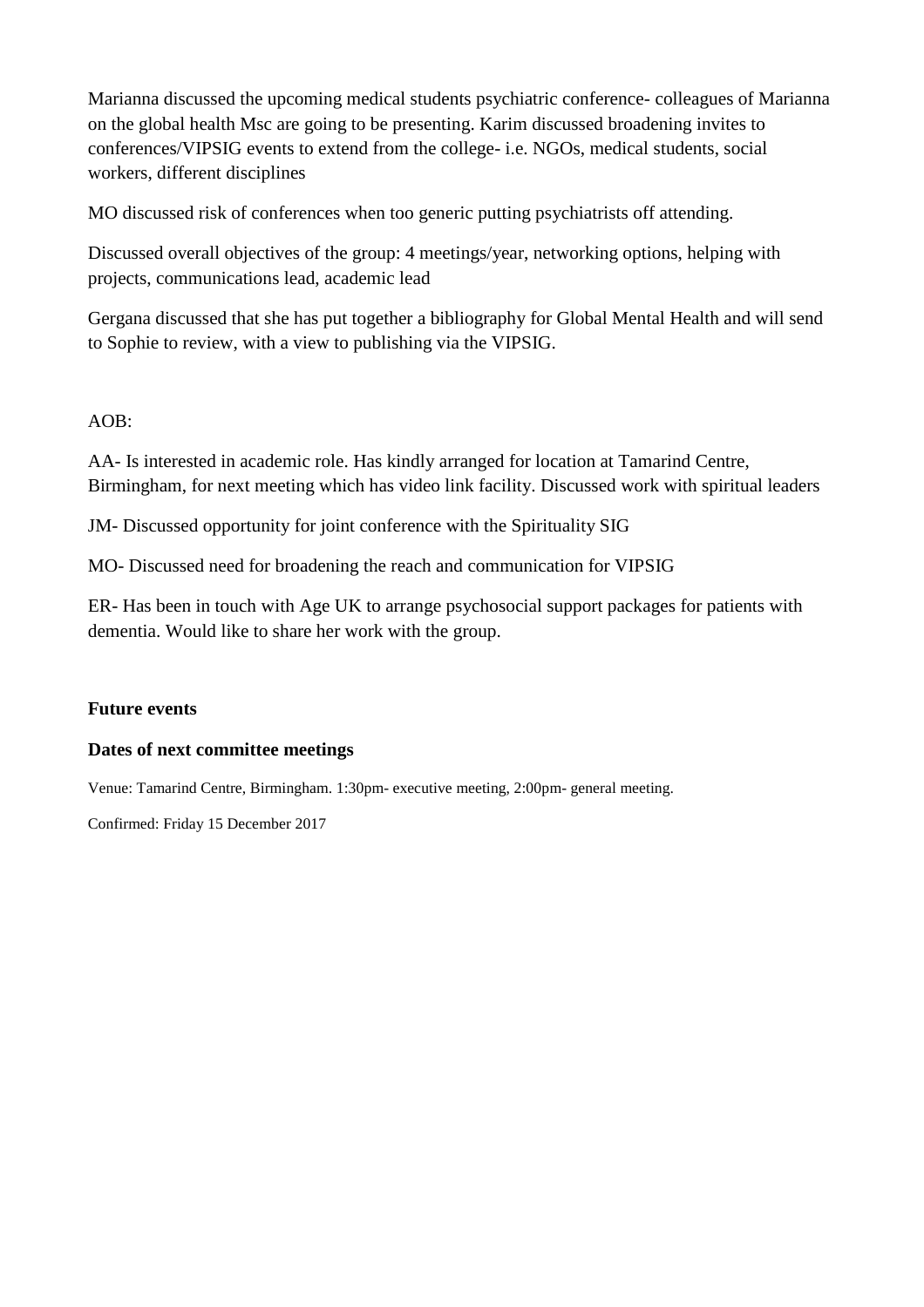Marianna discussed the upcoming medical students psychiatric conference- colleagues of Marianna on the global health Msc are going to be presenting. Karim discussed broadening invites to conferences/VIPSIG events to extend from the college- i.e. NGOs, medical students, social workers, different disciplines

MO discussed risk of conferences when too generic putting psychiatrists off attending.

Discussed overall objectives of the group: 4 meetings/year, networking options, helping with projects, communications lead, academic lead

Gergana discussed that she has put together a bibliography for Global Mental Health and will send to Sophie to review, with a view to publishing via the VIPSIG.

AOB:

AA- Is interested in academic role. Has kindly arranged for location at Tamarind Centre, Birmingham, for next meeting which has video link facility. Discussed work with spiritual leaders

JM- Discussed opportunity for joint conference with the Spirituality SIG

MO- Discussed need for broadening the reach and communication for VIPSIG

ER- Has been in touch with Age UK to arrange psychosocial support packages for patients with dementia. Would like to share her work with the group.

**Future events**

**Dates of next committee meetings**

Venue: Tamarind Centre, Birmingham. 1:30pm- executive meeting, 2:00pm- general meeting.

Confirmed: Friday 15 December 2017